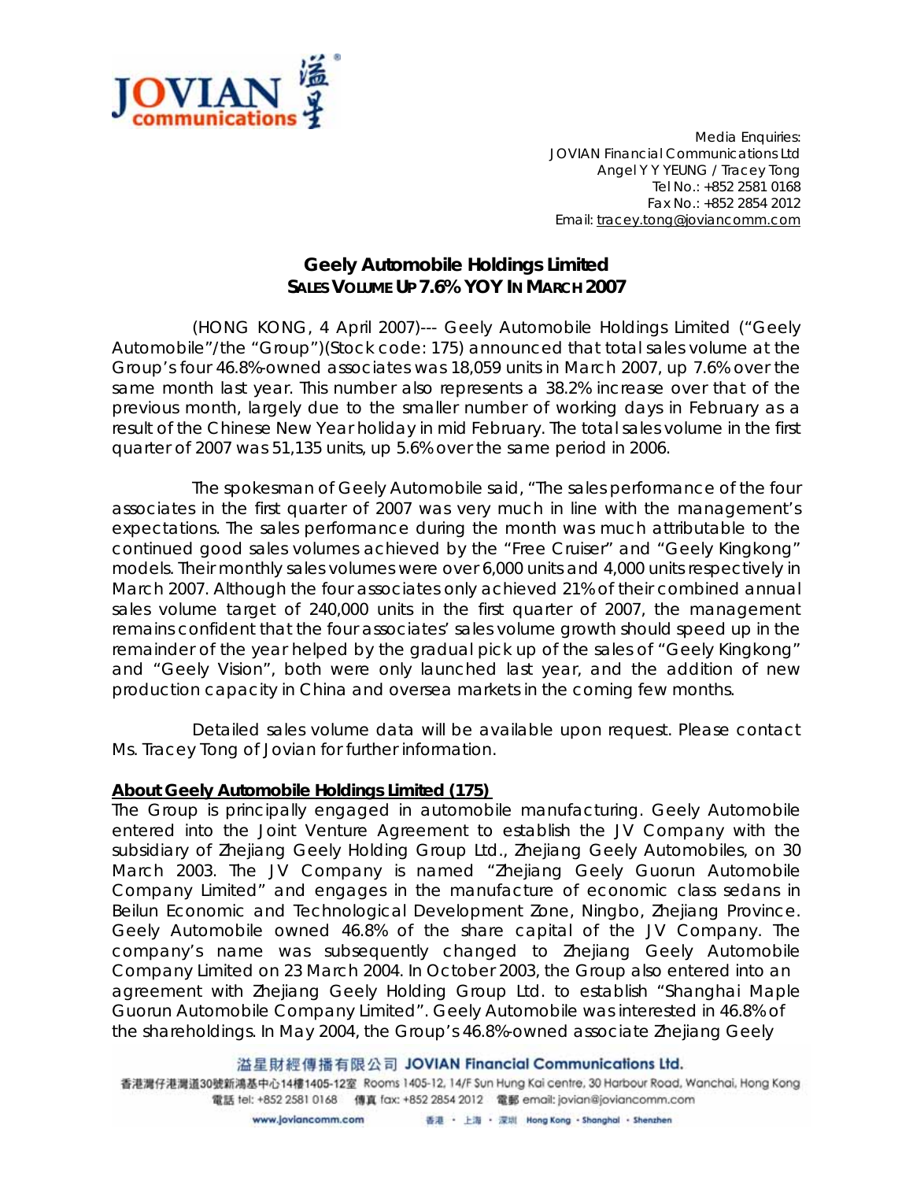Media Enquiries:
JOVIAN Financial Communications Ltd
Angel Y Y YEUNG / Tracey Tong
Tel No.: +852 2581 0168
Fax No.: +852 2854 2012
Email: tracey.tong@joviancomm.com

# Geely Automobile Holdings Limited
## SALES VOLUME UP 7.6% YOY IN MARCH 2007

(HONG KONG, 4 April 2007)--- Geely Automobile Holdings Limited ("Geely Automobile"/the "Group")(Stock code: 175) announced that total sales volume at the Group's four 46.8%-owned associates was 18,059 units in March 2007, up 7.6% over the same month last year. This number also represents a 38.2% increase over that of the previous month, largely due to the smaller number of working days in February as a result of the Chinese New Year holiday in mid February. The total sales volume in the first quarter of 2007 was 51,135 units, up 5.6% over the same period in 2006.

The spokesman of Geely Automobile said, "The sales performance of the four associates in the first quarter of 2007 was very much in line with the management's expectations. The sales performance during the month was much attributable to the continued good sales volumes achieved by the "Free Cruiser" and "Geely Kingkong" models. Their monthly sales volumes were over 6,000 units and 4,000 units respectively in March 2007. Although the four associates only achieved 21% of their combined annual sales volume target of 240,000 units in the first quarter of 2007, the management remains confident that the four associates' sales volume growth should speed up in the remainder of the year helped by the gradual pick up of the sales of "Geely Kingkong" and "Geely Vision", both were only launched last year, and the addition of new production capacity in China and oversea markets in the coming few months.

Detailed sales volume data will be available upon request. Please contact Ms. Tracey Tong of Jovian for further information.

**About Geely Automobile Holdings Limited (175)**

The Group is principally engaged in automobile manufacturing. Geely Automobile entered into the Joint Venture Agreement to establish the JV Company with the subsidiary of Zhejiang Geely Holding Group Ltd., Zhejiang Geely Automobiles, on 30 March 2003. The JV Company is named "Zhejiang Geely Guorun Automobile Company Limited" and engages in the manufacture of economic class sedans in Beilun Economic and Technological Development Zone, Ningbo, Zhejiang Province. Geely Automobile owned 46.8% of the share capital of the JV Company. The company's name was subsequently changed to Zhejiang Geely Automobile Company Limited on 23 March 2004. In October 2003, the Group also entered into an agreement with Zhejiang Geely Holding Group Ltd. to establish "Shanghai Maple Guorun Automobile Company Limited". Geely Automobile was interested in 46.8% of the shareholdings. In May 2004, the Group's 46.8%-owned associate Zhejiang Geely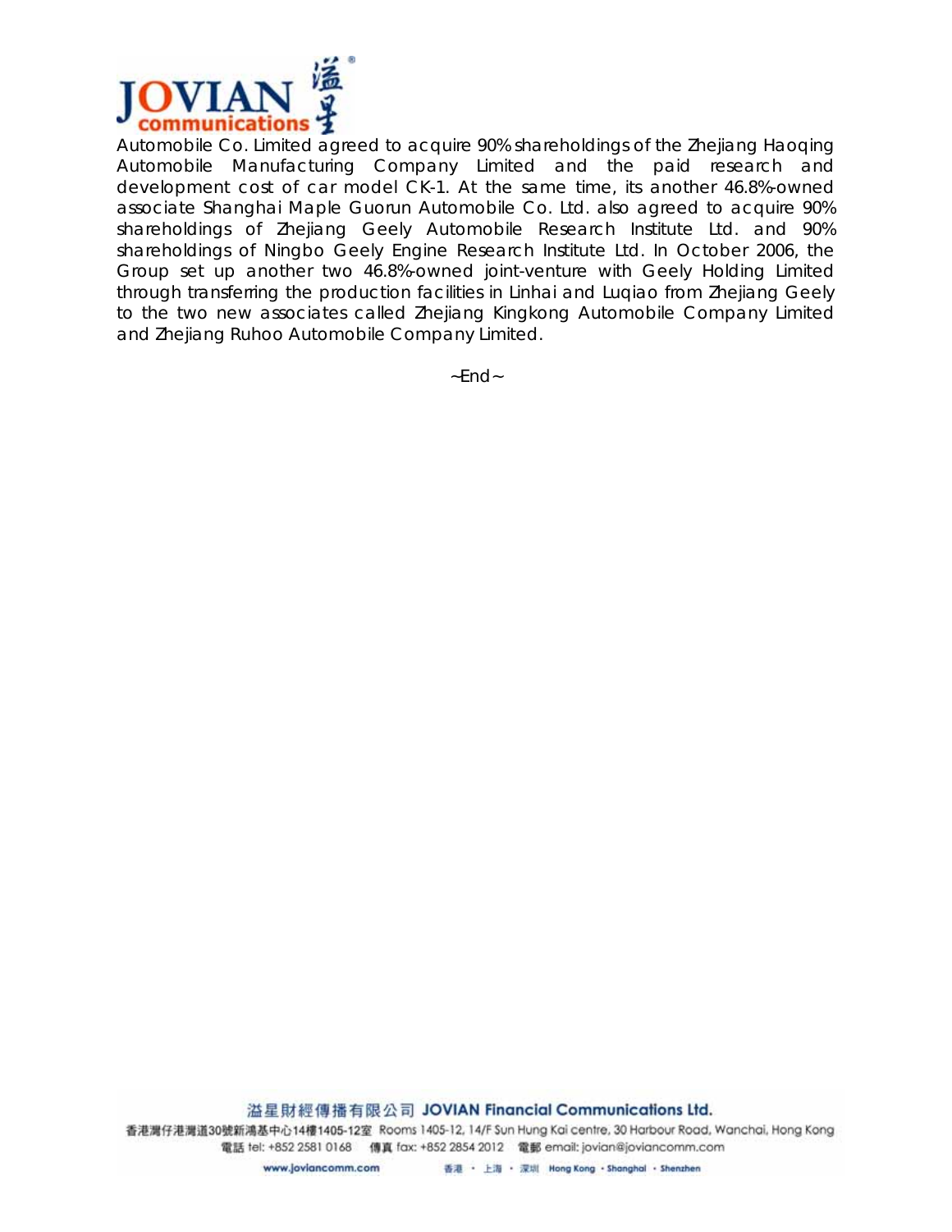Automobile Co. Limited agreed to acquire 90% shareholdings of the Zhejiang Haoqing Automobile Manufacturing Company Limited and the paid research and development cost of car model CK-1. At the same time, its another 46.8%-owned associate Shanghai Maple Guorun Automobile Co. Ltd. also agreed to acquire 90% shareholdings of Zhejiang Geely Automobile Research Institute Ltd. and 90% shareholdings of Ningbo Geely Engine Research Institute Ltd. In October 2006, the Group set up another two 46.8%-owned joint-venture with Geely Holding Limited through transferring the production facilities in Linhai and Luqiao from Zhejiang Geely to the two new associates called Zhejiang Kingkong Automobile Company Limited and Zhejiang Ruhoo Automobile Company Limited.

~End~